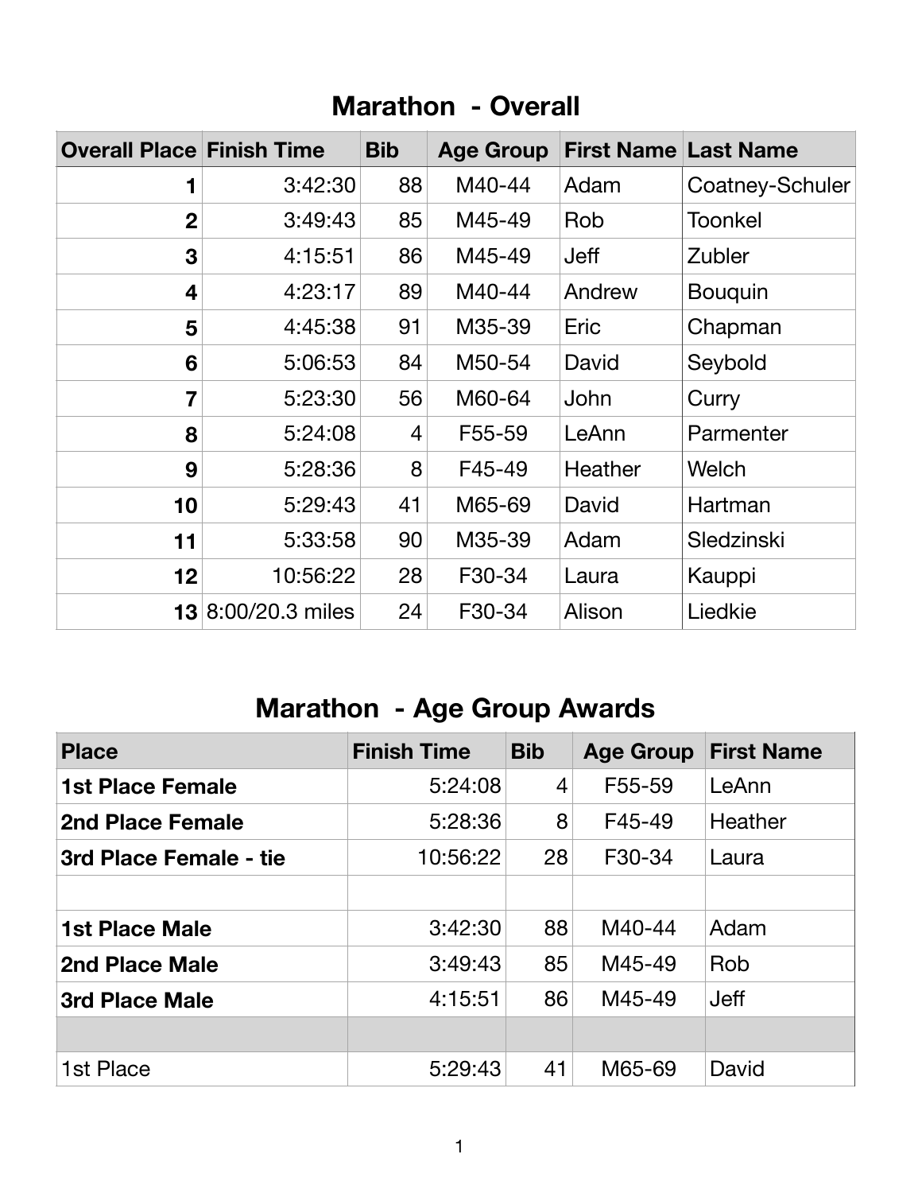# Marathon - Overall

| Overall Place | Finish Time | Bib | Age Group | First Name | Last Name |
|---|---|---|---|---|---|
| **1** | 3:42:30 | 88 | M40-44 | Adam | Coatney-Schuler |
| **2** | 3:49:43 | 85 | M45-49 | Rob | Toonkel |
| **3** | 4:15:51 | 86 | M45-49 | Jeff | Zubler |
| **4** | 4:23:17 | 89 | M40-44 | Andrew | Bouquin |
| **5** | 4:45:38 | 91 | M35-39 | Eric | Chapman |
| **6** | 5:06:53 | 84 | M50-54 | David | Seybold |
| **7** | 5:23:30 | 56 | M60-64 | John | Curry |
| **8** | 5:24:08 | 4 | F55-59 | LeAnn | Parmenter |
| **9** | 5:28:36 | 8 | F45-49 | Heather | Welch |
| **10** | 5:29:43 | 41 | M65-69 | David | Hartman |
| **11** | 5:33:58 | 90 | M35-39 | Adam | Sledzinski |
| **12** | 10:56:22 | 28 | F30-34 | Laura | Kauppi |
| **13** | 8:00/20.3 miles | 24 | F30-34 | Alison | Liedkie |

# Marathon - Age Group Awards

| Place | Finish Time | Bib | Age Group | First Name |
|---|---|---|---|---|
| **1st Place Female** | 5:24:08 | 4 | F55-59 | LeAnn |
| **2nd Place Female** | 5:28:36 | 8 | F45-49 | Heather |
| **3rd Place Female - tie** | 10:56:22 | 28 | F30-34 | Laura |
| | | | | |
| **1st Place Male** | 3:42:30 | 88 | M40-44 | Adam |
| **2nd Place Male** | 3:49:43 | 85 | M45-49 | Rob |
| **3rd Place Male** | 4:15:51 | 86 | M45-49 | Jeff |
| | | | | |
| 1st Place | 5:29:43 | 41 | M65-69 | David |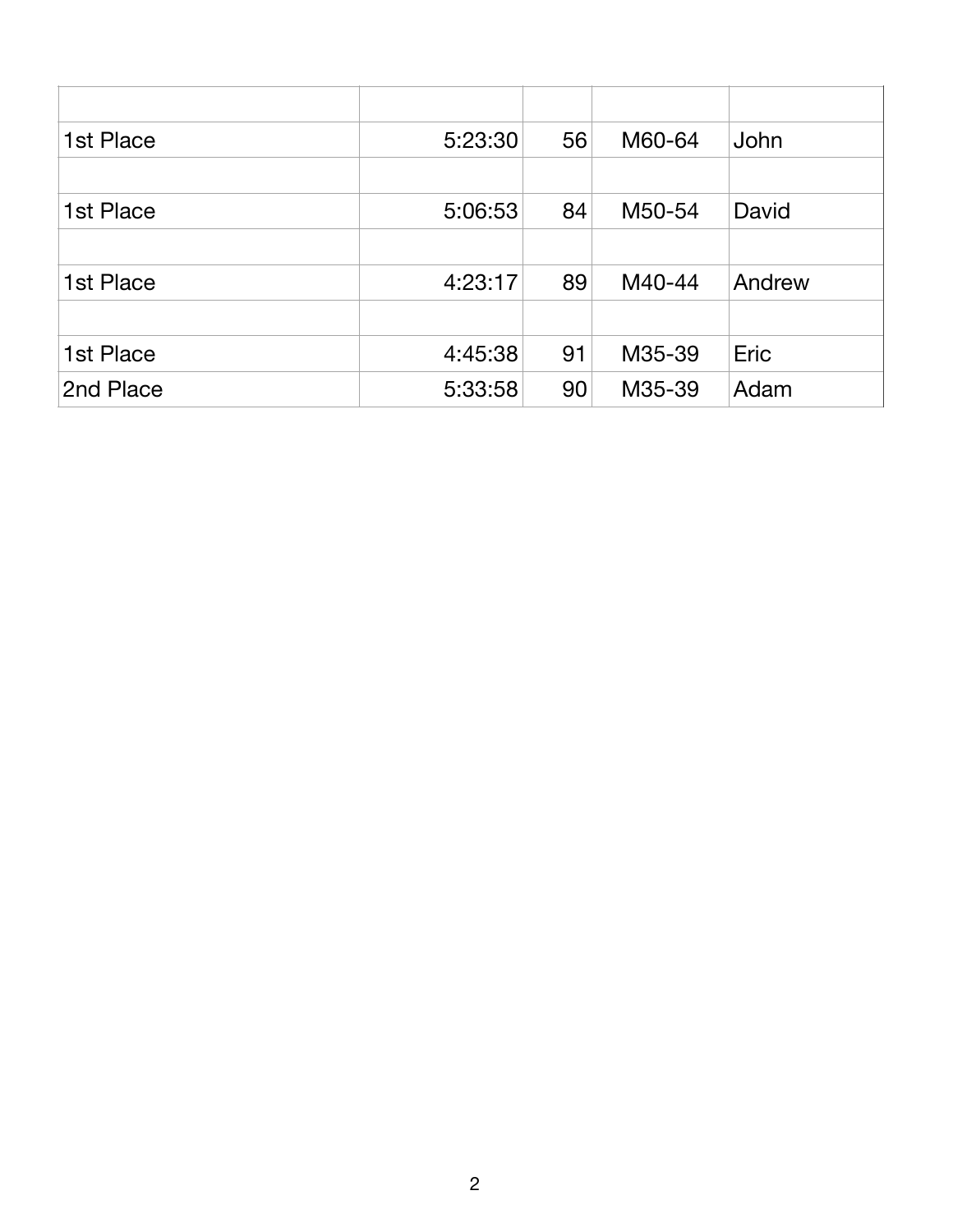| | | | | |
|---|---|---|---|---|
| | | | | |
| 1st Place | 5:23:30 | 56 | M60-64 | John |
| | | | | |
| 1st Place | 5:06:53 | 84 | M50-54 | David |
| | | | | |
| 1st Place | 4:23:17 | 89 | M40-44 | Andrew |
| | | | | |
| 1st Place | 4:45:38 | 91 | M35-39 | Eric |
| 2nd Place | 5:33:58 | 90 | M35-39 | Adam |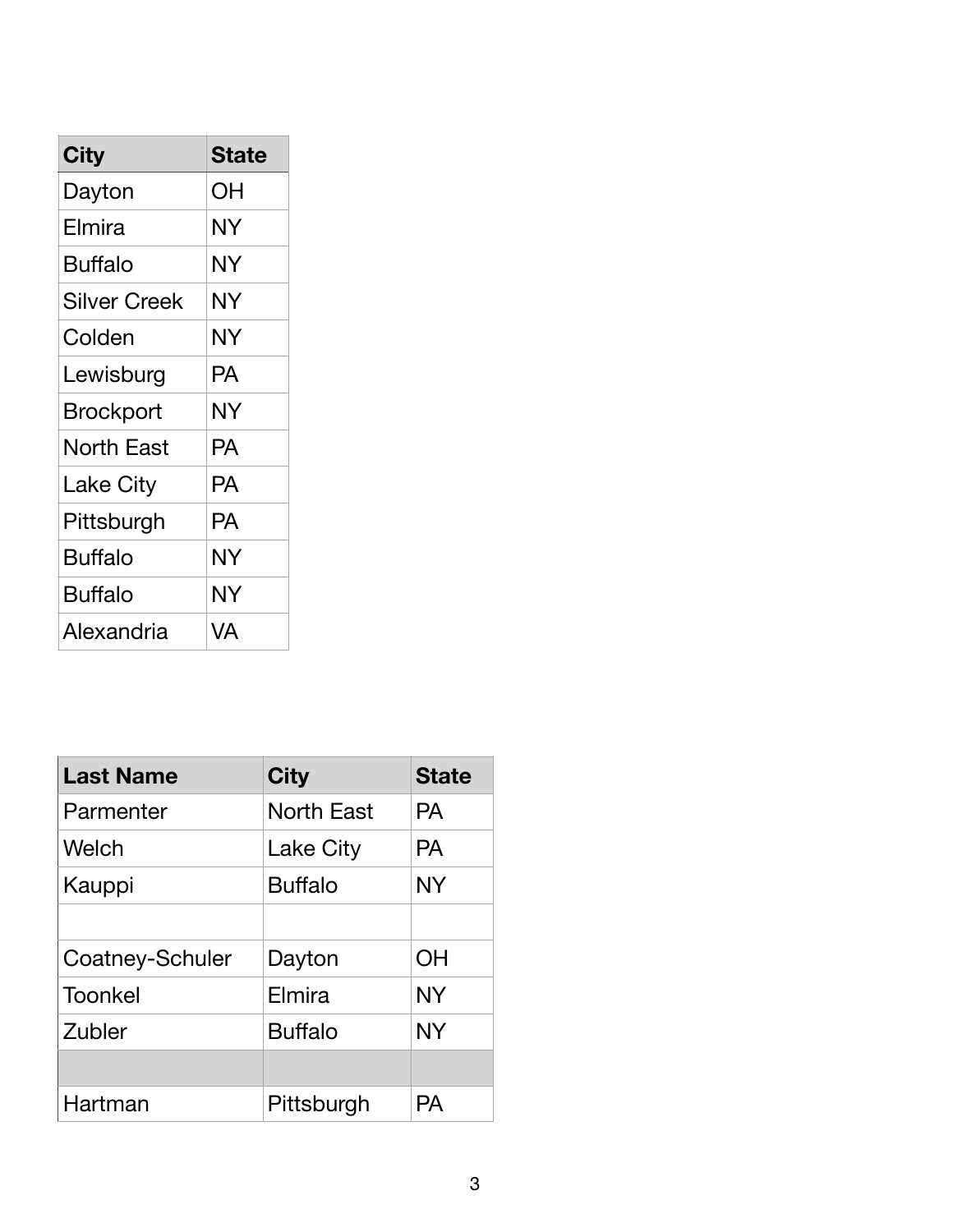| City | State |
| --- | --- |
| Dayton | OH |
| Elmira | NY |
| Buffalo | NY |
| Silver Creek | NY |
| Colden | NY |
| Lewisburg | PA |
| Brockport | NY |
| North East | PA |
| Lake City | PA |
| Pittsburgh | PA |
| Buffalo | NY |
| Buffalo | NY |
| Alexandria | VA |

| Last Name | City | State |
| --- | --- | --- |
| Parmenter | North East | PA |
| Welch | Lake City | PA |
| Kauppi | Buffalo | NY |
| | | |
| Coatney-Schuler | Dayton | OH |
| Toonkel | Elmira | NY |
| Zubler | Buffalo | NY |
| | | |
| Hartman | Pittsburgh | PA |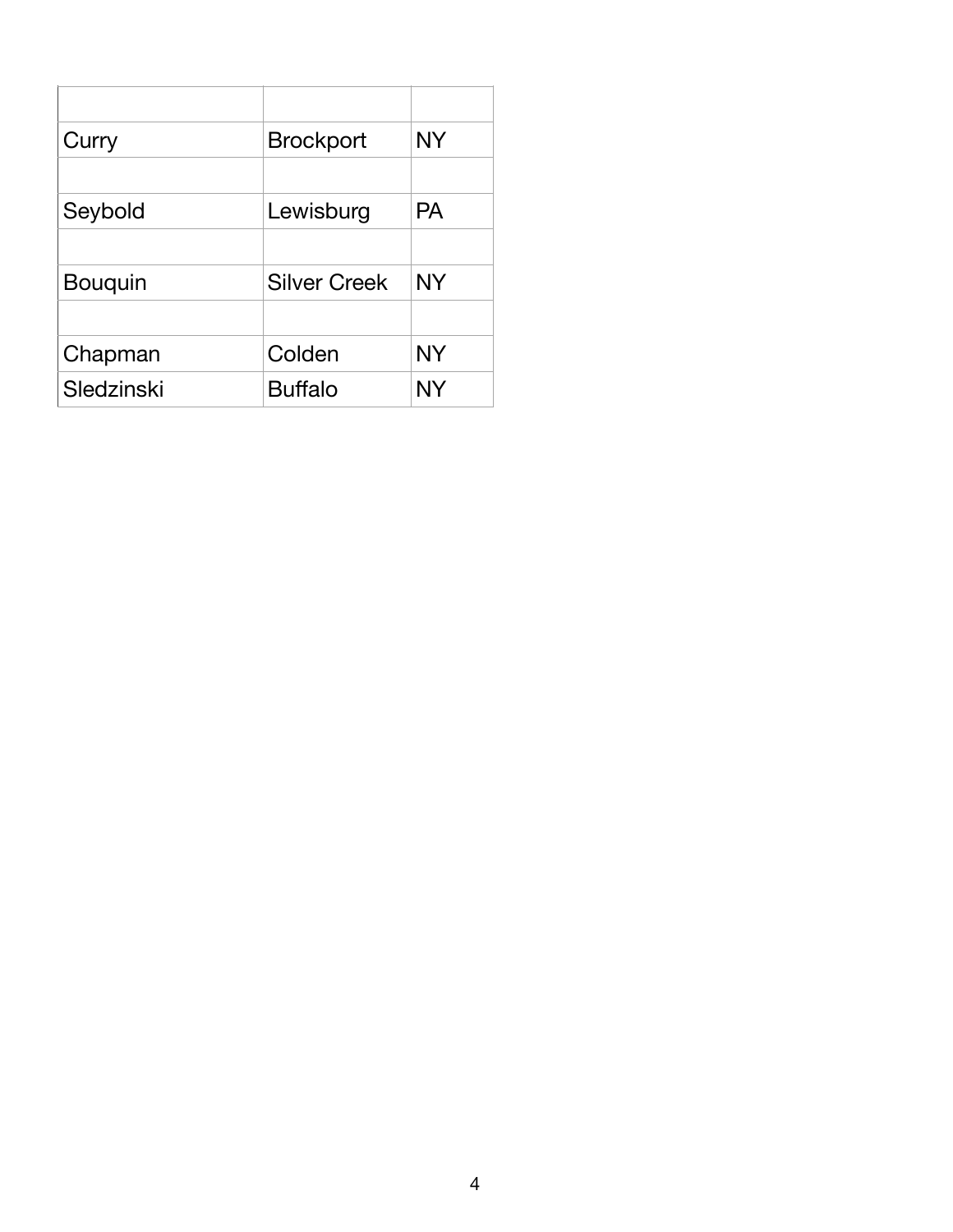| | | |
|---|---|---|
| | | |
| Curry | Brockport | NY |
| | | |
| Seybold | Lewisburg | PA |
| | | |
| Bouquin | Silver Creek | NY |
| | | |
| Chapman | Colden | NY |
| Sledzinski | Buffalo | NY |